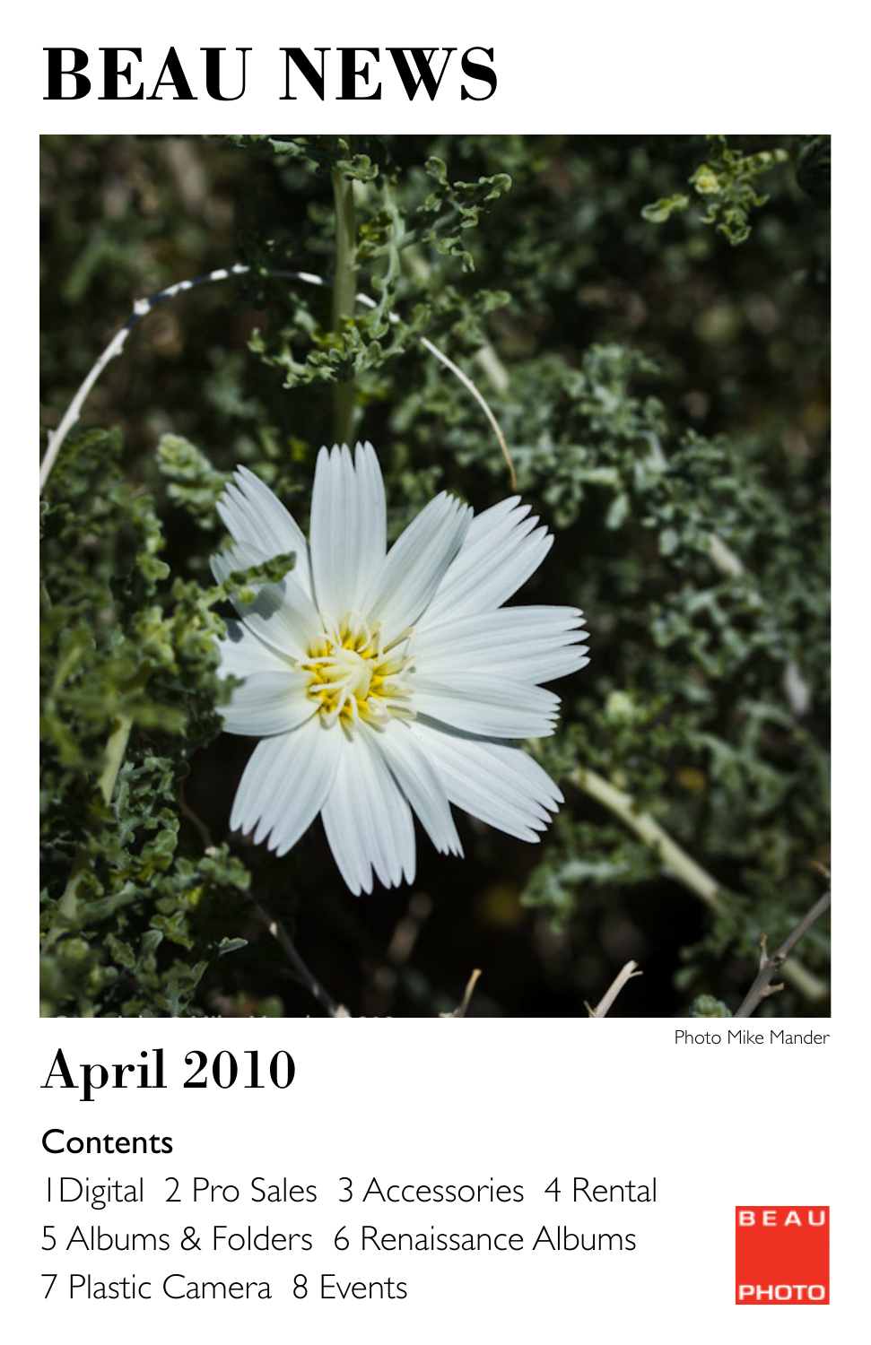# BEAU NEWS

Photo Mike Mander

## April 2010

### Contents

1 Digital 2 Pro Sales 3 Accessories 4 Rental
5 Albums & Folders 6 Renaissance Albums
7 Plastic Camera 8 Events

BEAU PHOTO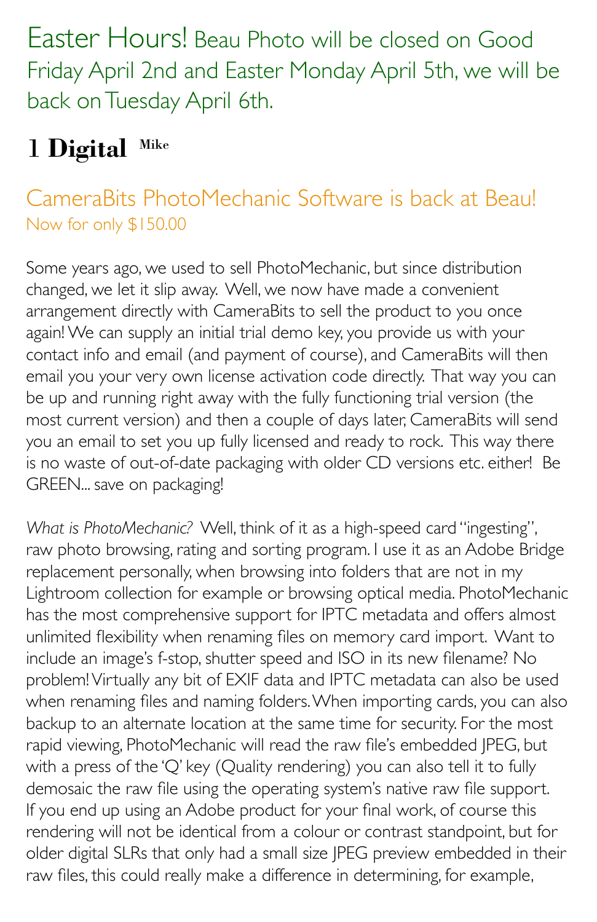Easter Hours! Beau Photo will be closed on Good Friday April 2nd and Easter Monday April 5th, we will be back on Tuesday April 6th.

# 1 Digital

Mike

## CameraBits PhotoMechanic Software is back at Beau!

Now for only $150.00

Some years ago, we used to sell PhotoMechanic, but since distribution changed, we let it slip away. Well, we now have made a convenient arrangement directly with CameraBits to sell the product to you once again! We can supply an initial trial demo key, you provide us with your contact info and email (and payment of course), and CameraBits will then email you your very own license activation code directly. That way you can be up and running right away with the fully functioning trial version (the most current version) and then a couple of days later, CameraBits will send you an email to set you up fully licensed and ready to rock. This way there is no waste of out-of-date packaging with older CD versions etc. either! Be GREEN... save on packaging!

*What is PhotoMechanic?* Well, think of it as a high-speed card "ingesting", raw photo browsing, rating and sorting program. I use it as an Adobe Bridge replacement personally, when browsing into folders that are not in my Lightroom collection for example or browsing optical media. PhotoMechanic has the most comprehensive support for IPTC metadata and offers almost unlimited flexibility when renaming files on memory card import. Want to include an image's f-stop, shutter speed and ISO in its new filename? No problem! Virtually any bit of EXIF data and IPTC metadata can also be used when renaming files and naming folders. When importing cards, you can also backup to an alternate location at the same time for security. For the most rapid viewing, PhotoMechanic will read the raw file's embedded JPEG, but with a press of the 'Q' key (Quality rendering) you can also tell it to fully demosaic the raw file using the operating system's native raw file support. If you end up using an Adobe product for your final work, of course this rendering will not be identical from a colour or contrast standpoint, but for older digital SLRs that only had a small size JPEG preview embedded in their raw files, this could really make a difference in determining, for example,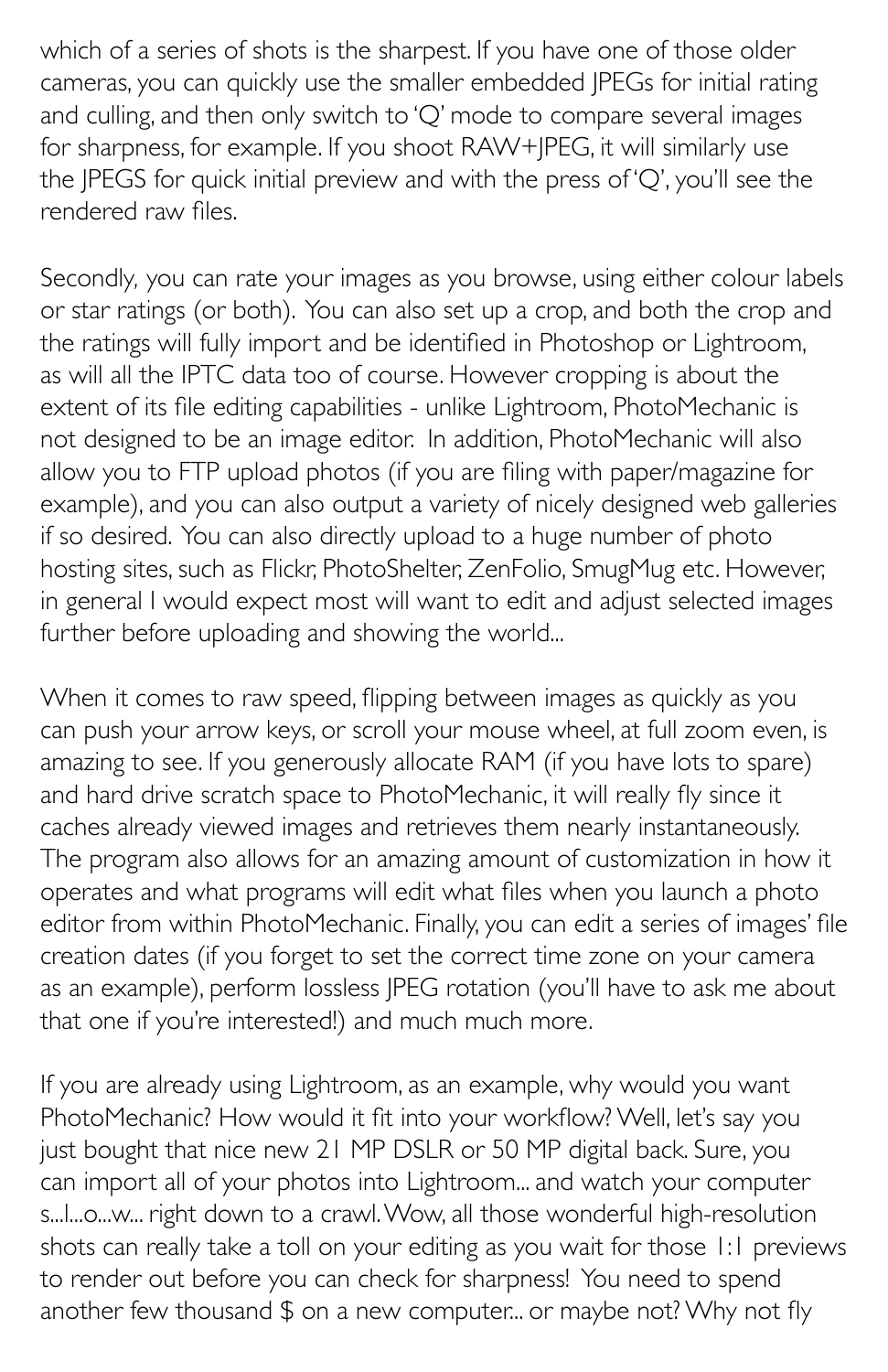which of a series of shots is the sharpest. If you have one of those older cameras, you can quickly use the smaller embedded JPEGs for initial rating and culling, and then only switch to 'Q' mode to compare several images for sharpness, for example. If you shoot RAW+JPEG, it will similarly use the JPEGS for quick initial preview and with the press of 'Q', you'll see the rendered raw files.

Secondly, you can rate your images as you browse, using either colour labels or star ratings (or both). You can also set up a crop, and both the crop and the ratings will fully import and be identified in Photoshop or Lightroom, as will all the IPTC data too of course. However cropping is about the extent of its file editing capabilities - unlike Lightroom, PhotoMechanic is not designed to be an image editor. In addition, PhotoMechanic will also allow you to FTP upload photos (if you are filing with paper/magazine for example), and you can also output a variety of nicely designed web galleries if so desired. You can also directly upload to a huge number of photo hosting sites, such as Flickr, PhotoShelter, ZenFolio, SmugMug etc. However, in general I would expect most will want to edit and adjust selected images further before uploading and showing the world...

When it comes to raw speed, flipping between images as quickly as you can push your arrow keys, or scroll your mouse wheel, at full zoom even, is amazing to see. If you generously allocate RAM (if you have lots to spare) and hard drive scratch space to PhotoMechanic, it will really fly since it caches already viewed images and retrieves them nearly instantaneously. The program also allows for an amazing amount of customization in how it operates and what programs will edit what files when you launch a photo editor from within PhotoMechanic. Finally, you can edit a series of images' file creation dates (if you forget to set the correct time zone on your camera as an example), perform lossless JPEG rotation (you'll have to ask me about that one if you're interested!) and much much more.

If you are already using Lightroom, as an example, why would you want PhotoMechanic? How would it fit into your workflow? Well, let's say you just bought that nice new 21 MP DSLR or 50 MP digital back. Sure, you can import all of your photos into Lightroom... and watch your computer s...l...o...w... right down to a crawl. Wow, all those wonderful high-resolution shots can really take a toll on your editing as you wait for those 1:1 previews to render out before you can check for sharpness! You need to spend another few thousand $ on a new computer... or maybe not? Why not fly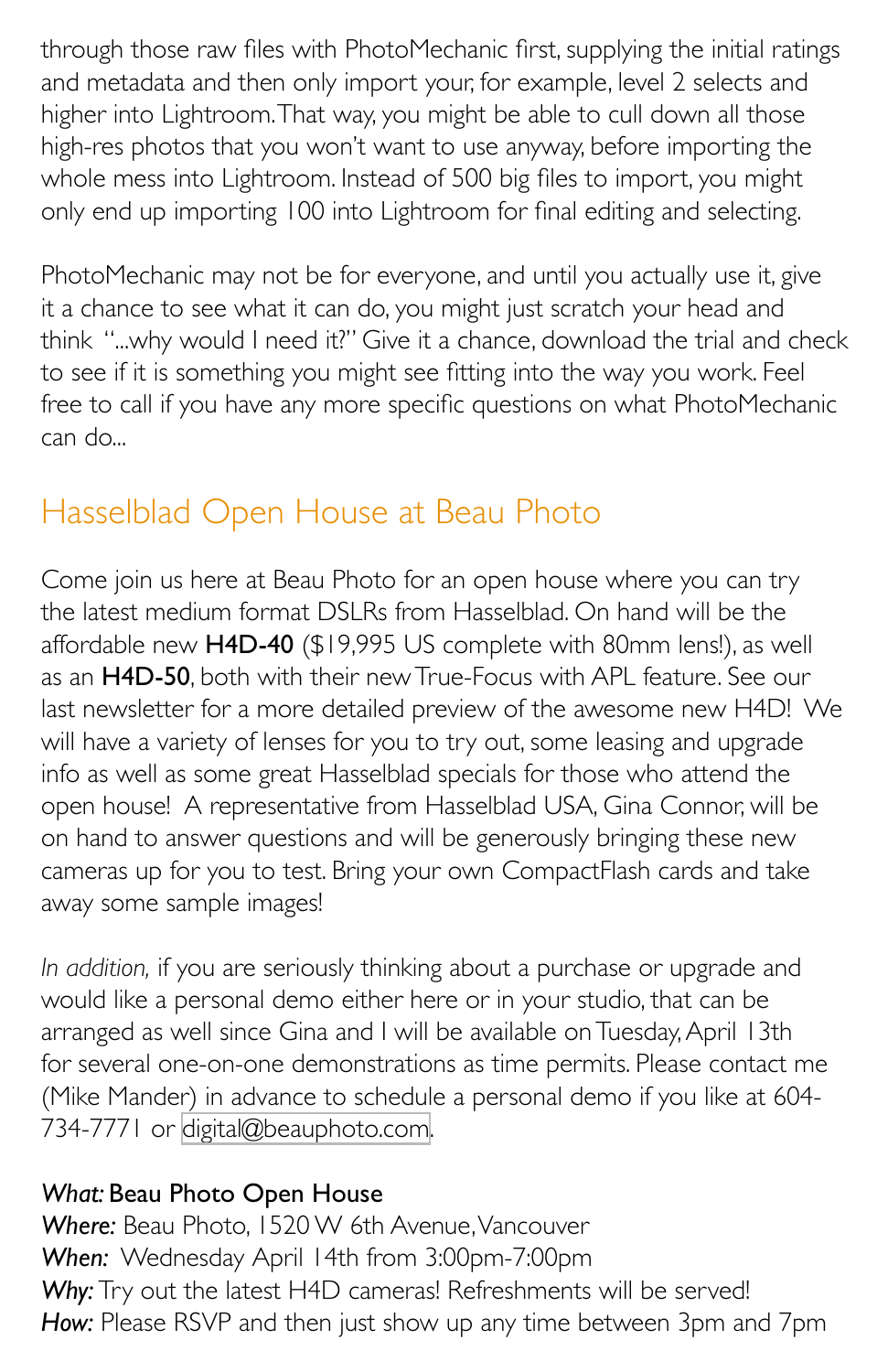through those raw files with PhotoMechanic first, supplying the initial ratings and metadata and then only import your, for example, level 2 selects and higher into Lightroom. That way, you might be able to cull down all those high-res photos that you won't want to use anyway, before importing the whole mess into Lightroom. Instead of 500 big files to import, you might only end up importing 100 into Lightroom for final editing and selecting.

PhotoMechanic may not be for everyone, and until you actually use it, give it a chance to see what it can do, you might just scratch your head and think "...why would I need it?" Give it a chance, download the trial and check to see if it is something you might see fitting into the way you work. Feel free to call if you have any more specific questions on what PhotoMechanic can do...

## Hasselblad Open House at Beau Photo

Come join us here at Beau Photo for an open house where you can try the latest medium format DSLRs from Hasselblad. On hand will be the affordable new **H4D-40** ($19,995 US complete with 80mm lens!), as well as an **H4D-50**, both with their new True-Focus with APL feature. See our last newsletter for a more detailed preview of the awesome new H4D! We will have a variety of lenses for you to try out, some leasing and upgrade info as well as some great Hasselblad specials for those who attend the open house! A representative from Hasselblad USA, Gina Connor, will be on hand to answer questions and will be generously bringing these new cameras up for you to test. Bring your own CompactFlash cards and take away some sample images!

*In addition,* if you are seriously thinking about a purchase or upgrade and would like a personal demo either here or in your studio, that can be arranged as well since Gina and I will be available on Tuesday, April 13th for several one-on-one demonstrations as time permits. Please contact me (Mike Mander) in advance to schedule a personal demo if you like at 604-734-7771 or digital@beauphoto.com.

***What:*** **Beau Photo Open House**
***Where:*** Beau Photo, 1520 W 6th Avenue, Vancouver
***When:*** Wednesday April 14th from 3:00pm-7:00pm
***Why:*** Try out the latest H4D cameras! Refreshments will be served!
***How:*** Please RSVP and then just show up any time between 3pm and 7pm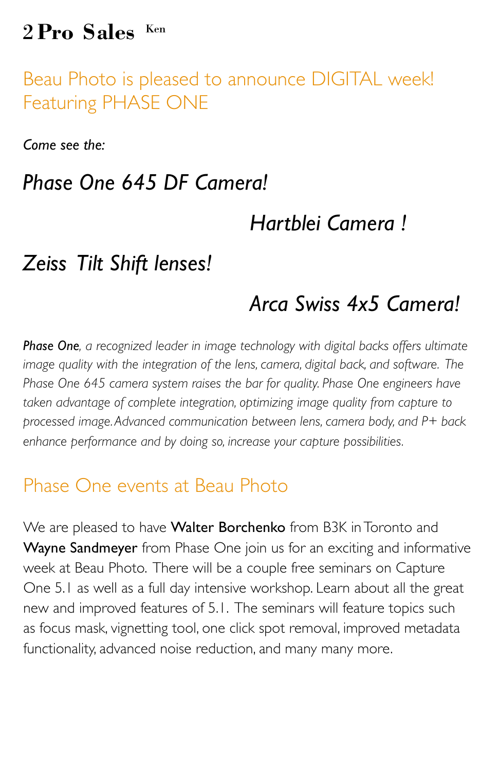# 2 Pro Sales Ken

## Beau Photo is pleased to announce DIGITAL week! Featuring PHASE ONE

*Come see the:*

### *Phase One 645 DF Camera!*

### *Hartblei Camera !*

### *Zeiss Tilt Shift lenses!*

### *Arca Swiss 4x5 Camera!*

***Phase One**, a recognized leader in image technology with digital backs offers ultimate image quality with the integration of the lens, camera, digital back, and software. The Phase One 645 camera system raises the bar for quality. Phase One engineers have taken advantage of complete integration, optimizing image quality from capture to processed image. Advanced communication between lens, camera body, and P+ back enhance performance and by doing so, increase your capture possibilities.*

## Phase One events at Beau Photo

We are pleased to have **Walter Borchenko** from B3K in Toronto and **Wayne Sandmeyer** from Phase One join us for an exciting and informative week at Beau Photo. There will be a couple free seminars on Capture One 5.1 as well as a full day intensive workshop. Learn about all the great new and improved features of 5.1. The seminars will feature topics such as focus mask, vignetting tool, one click spot removal, improved metadata functionality, advanced noise reduction, and many many more.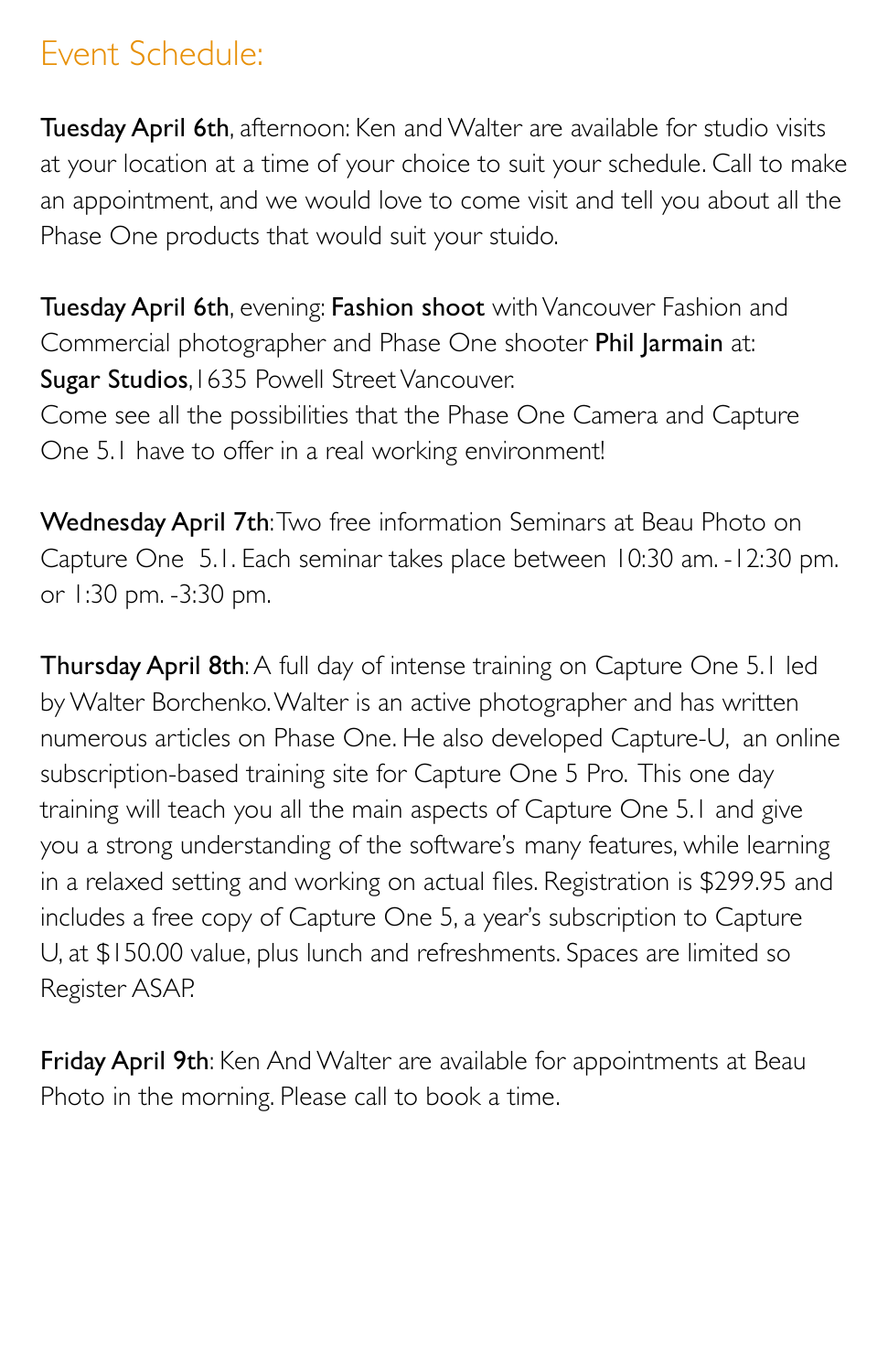## Event Schedule:

**Tuesday April 6th**, afternoon: Ken and Walter are available for studio visits at your location at a time of your choice to suit your schedule. Call to make an appointment, and we would love to come visit and tell you about all the Phase One products that would suit your stuido.

**Tuesday April 6th**, evening: **Fashion shoot** with Vancouver Fashion and Commercial photographer and Phase One shooter **Phil Jarmain** at: **Sugar Studios**, 1635 Powell Street Vancouver.
Come see all the possibilities that the Phase One Camera and Capture One 5.1 have to offer in a real working environment!

**Wednesday April 7th**: Two free information Seminars at Beau Photo on Capture One 5.1. Each seminar takes place between 10:30 am. -12:30 pm. or 1:30 pm. -3:30 pm.

**Thursday April 8th**: A full day of intense training on Capture One 5.1 led by Walter Borchenko. Walter is an active photographer and has written numerous articles on Phase One. He also developed Capture-U, an online subscription-based training site for Capture One 5 Pro. This one day training will teach you all the main aspects of Capture One 5.1 and give you a strong understanding of the software's many features, while learning in a relaxed setting and working on actual files. Registration is $299.95 and includes a free copy of Capture One 5, a year's subscription to Capture U, at $150.00 value, plus lunch and refreshments. Spaces are limited so Register ASAP.

**Friday April 9th**: Ken And Walter are available for appointments at Beau Photo in the morning. Please call to book a time.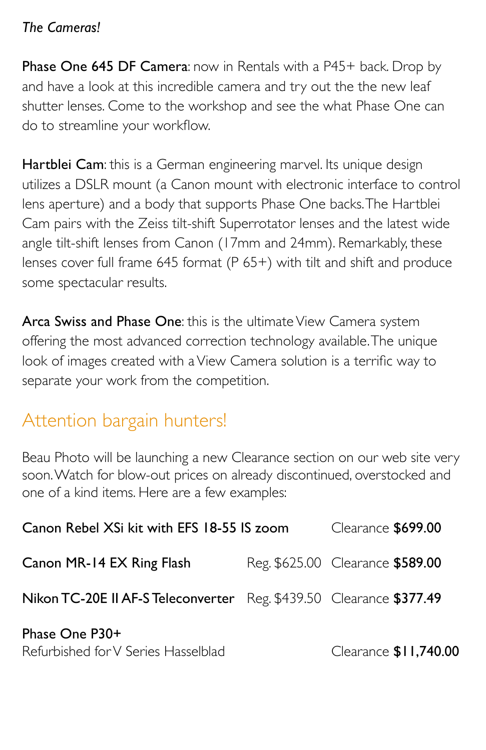*The Cameras!*

**Phase One 645 DF Camera**: now in Rentals with a P45+ back. Drop by and have a look at this incredible camera and try out the the new leaf shutter lenses. Come to the workshop and see the what Phase One can do to streamline your workflow.

**Hartblei Cam**: this is a German engineering marvel. Its unique design utilizes a DSLR mount (a Canon mount with electronic interface to control lens aperture) and a body that supports Phase One backs. The Hartblei Cam pairs with the Zeiss tilt-shift Superrotator lenses and the latest wide angle tilt-shift lenses from Canon (17mm and 24mm). Remarkably, these lenses cover full frame 645 format (P 65+) with tilt and shift and produce some spectacular results.

**Arca Swiss and Phase One**: this is the ultimate View Camera system offering the most advanced correction technology available. The unique look of images created with a View Camera solution is a terrific way to separate your work from the competition.

## Attention bargain hunters!

Beau Photo will be launching a new Clearance section on our web site very soon. Watch for blow-out prices on already discontinued, overstocked and one of a kind items. Here are a few examples:

| Item | Regular | Clearance |
|---|---|---|
| **Canon Rebel XSi kit with EFS 18-55 IS zoom** | | Clearance **$699.00** |
| **Canon MR-14 EX Ring Flash** | Reg. $625.00 | Clearance **$589.00** |
| **Nikon TC-20E II AF-S Teleconverter** | Reg. $439.50 | Clearance **$377.49** |
| **Phase One P30+** Refurbished for V Series Hasselblad | | Clearance **$11,740.00** |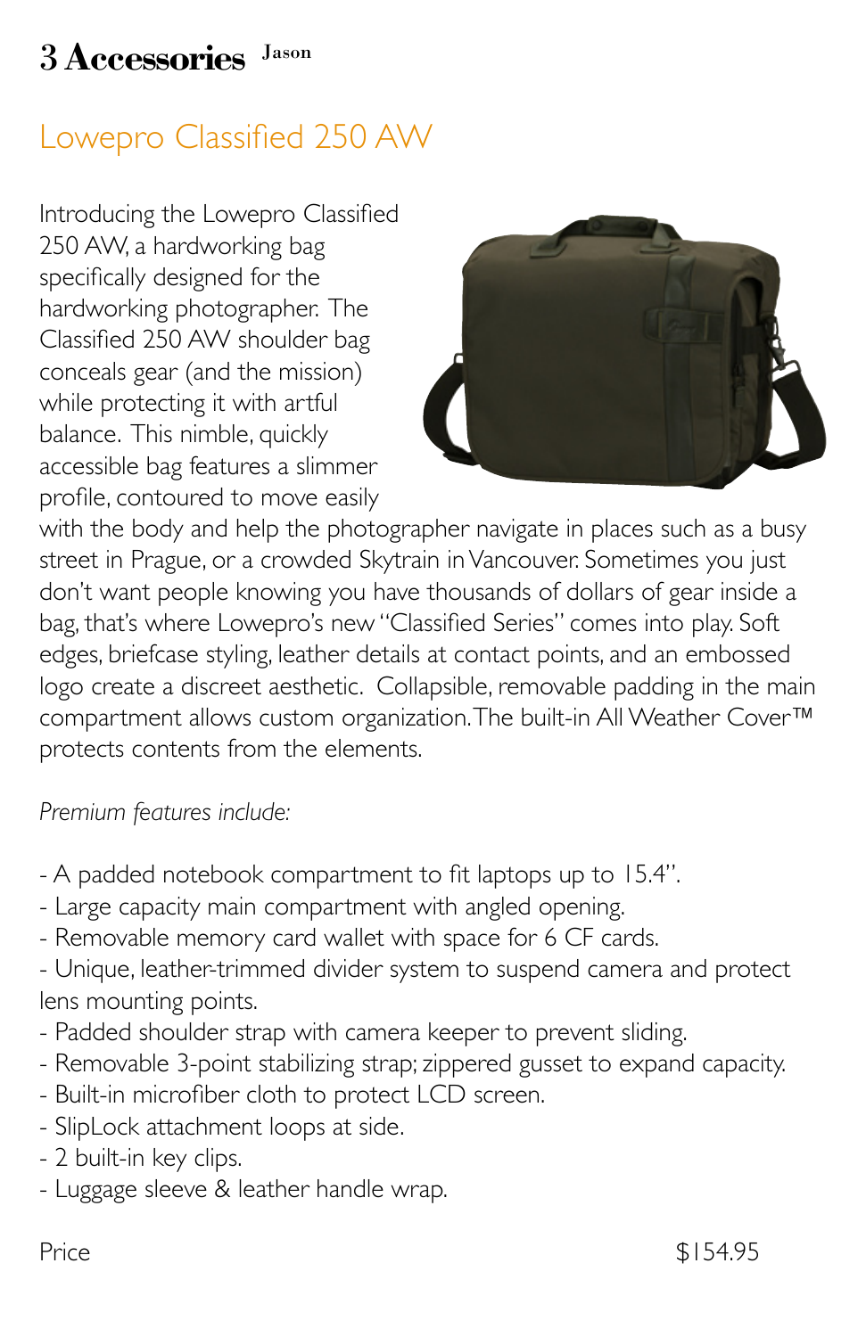# 3 Accessories

Jason

## Lowepro Classified 250 AW

Introducing the Lowepro Classified 250 AW, a hardworking bag specifically designed for the hardworking photographer. The Classified 250 AW shoulder bag conceals gear (and the mission) while protecting it with artful balance. This nimble, quickly accessible bag features a slimmer profile, contoured to move easily with the body and help the photographer navigate in places such as a busy street in Prague, or a crowded Skytrain in Vancouver. Sometimes you just don't want people knowing you have thousands of dollars of gear inside a bag, that's where Lowepro's new "Classified Series" comes into play. Soft edges, briefcase styling, leather details at contact points, and an embossed logo create a discreet aesthetic. Collapsible, removable padding in the main compartment allows custom organization. The built-in All Weather Cover™ protects contents from the elements.

*Premium features include:*

- A padded notebook compartment to fit laptops up to 15.4".
- Large capacity main compartment with angled opening.
- Removable memory card wallet with space for 6 CF cards.
- Unique, leather-trimmed divider system to suspend camera and protect lens mounting points.
- Padded shoulder strap with camera keeper to prevent sliding.
- Removable 3-point stabilizing strap; zippered gusset to expand capacity.
- Built-in microfiber cloth to protect LCD screen.
- SlipLock attachment loops at side.
- 2 built-in key clips.
- Luggage sleeve & leather handle wrap.

Price $154.95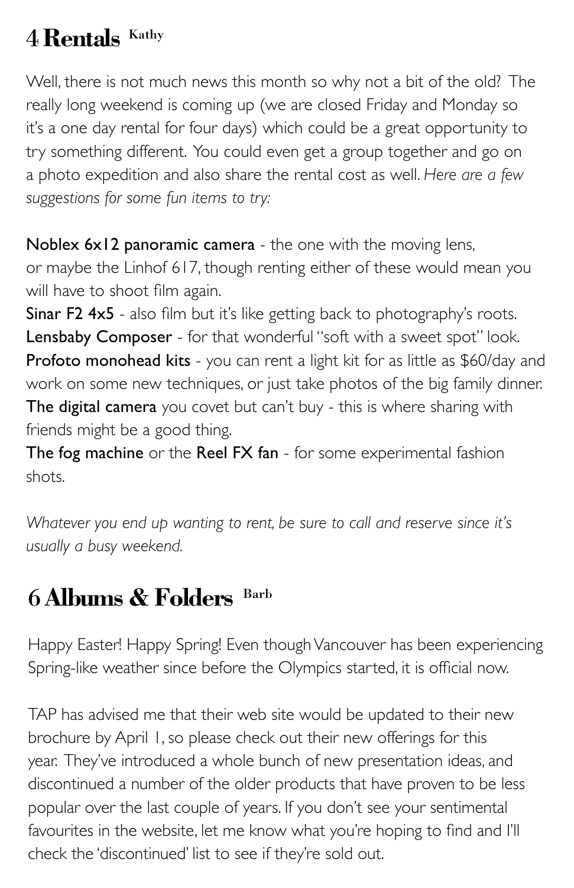## 4 Rentals Kathy

Well, there is not much news this month so why not a bit of the old? The really long weekend is coming up (we are closed Friday and Monday so it's a one day rental for four days) which could be a great opportunity to try something different. You could even get a group together and go on a photo expedition and also share the rental cost as well. *Here are a few suggestions for some fun items to try:*

**Noblex 6x12 panoramic camera** - the one with the moving lens, or maybe the Linhof 617, though renting either of these would mean you will have to shoot film again.
**Sinar F2 4x5** - also film but it's like getting back to photography's roots.
**Lensbaby Composer** - for that wonderful "soft with a sweet spot" look.
**Profoto monohead kits** - you can rent a light kit for as little as $60/day and work on some new techniques, or just take photos of the big family dinner.
**The digital camera** you covet but can't buy - this is where sharing with friends might be a good thing.
**The fog machine** or the **Reel FX fan** - for some experimental fashion shots.

*Whatever you end up wanting to rent, be sure to call and reserve since it's usually a busy weekend.*

## 6 Albums & Folders Barb

Happy Easter! Happy Spring! Even though Vancouver has been experiencing Spring-like weather since before the Olympics started, it is official now.

TAP has advised me that their web site would be updated to their new brochure by April 1, so please check out their new offerings for this year. They've introduced a whole bunch of new presentation ideas, and discontinued a number of the older products that have proven to be less popular over the last couple of years. If you don't see your sentimental favourites in the website, let me know what you're hoping to find and I'll check the 'discontinued' list to see if they're sold out.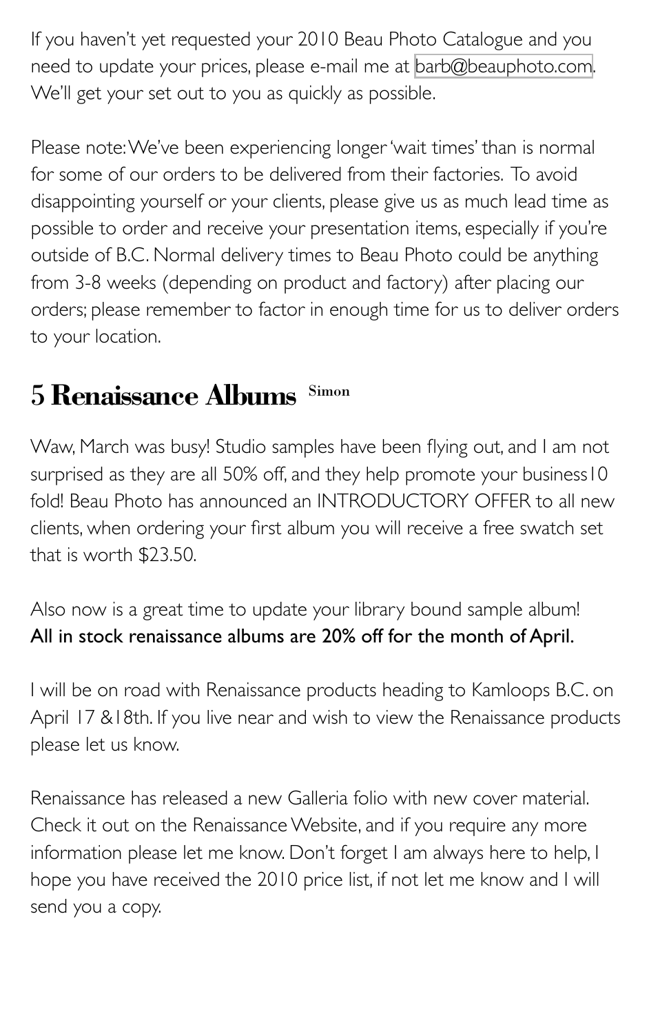If you haven't yet requested your 2010 Beau Photo Catalogue and you need to update your prices, please e-mail me at barb@beauphoto.com. We'll get your set out to you as quickly as possible.

Please note: We've been experiencing longer 'wait times' than is normal for some of our orders to be delivered from their factories. To avoid disappointing yourself or your clients, please give us as much lead time as possible to order and receive your presentation items, especially if you're outside of B.C. Normal delivery times to Beau Photo could be anything from 3-8 weeks (depending on product and factory) after placing our orders; please remember to factor in enough time for us to deliver orders to your location.

## 5 Renaissance Albums Simon

Waw, March was busy! Studio samples have been flying out, and I am not surprised as they are all 50% off, and they help promote your business10 fold! Beau Photo has announced an INTRODUCTORY OFFER to all new clients, when ordering your first album you will receive a free swatch set that is worth $23.50.

Also now is a great time to update your library bound sample album! **All in stock renaissance albums are 20% off for the month of April.**

I will be on road with Renaissance products heading to Kamloops B.C. on April 17 &18th. If you live near and wish to view the Renaissance products please let us know.

Renaissance has released a new Galleria folio with new cover material. Check it out on the Renaissance Website, and if you require any more information please let me know. Don't forget I am always here to help, I hope you have received the 2010 price list, if not let me know and I will send you a copy.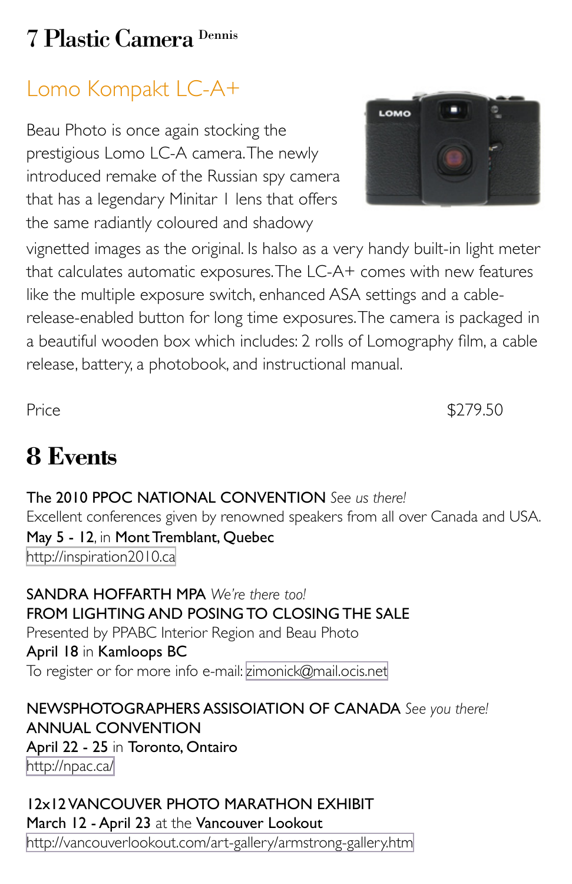# 7 Plastic Camera Dennis

## Lomo Kompakt LC-A+

Beau Photo is once again stocking the prestigious Lomo LC-A camera. The newly introduced remake of the Russian spy camera that has a legendary Minitar 1 lens that offers the same radiantly coloured and shadowy vignetted images as the original. Is halso as a very handy built-in light meter that calculates automatic exposures. The LC-A+ comes with new features like the multiple exposure switch, enhanced ASA settings and a cable-release-enabled button for long time exposures. The camera is packaged in a beautiful wooden box which includes: 2 rolls of Lomography film, a cable release, battery, a photobook, and instructional manual.

Price $279.50

# 8 Events

THE 2010 PPOC NATIONAL CONVENTION *See us there!*
Excellent conferences given by renowned speakers from all over Canada and USA.
**May 5 - 12**, in **Mont Tremblant, Quebec**
http://inspiration2010.ca

SANDRA HOFFARTH MPA *We're there too!*
FROM LIGHTING AND POSING TO CLOSING THE SALE
Presented by PPABC Interior Region and Beau Photo
**April 18** in **Kamloops BC**
To register or for more info e-mail: zimonick@mail.ocis.net

NEWSPHOTOGRAPHERS ASSISOIATION OF CANADA *See you there!*
ANNUAL CONVENTION
**April 22 - 25** in **Toronto, Ontairo**
http://npac.ca/

12x12 VANCOUVER PHOTO MARATHON EXHIBIT
**March 12 - April 23** at the **Vancouver Lookout**
http://vancouverlookout.com/art-gallery/armstrong-gallery.htm